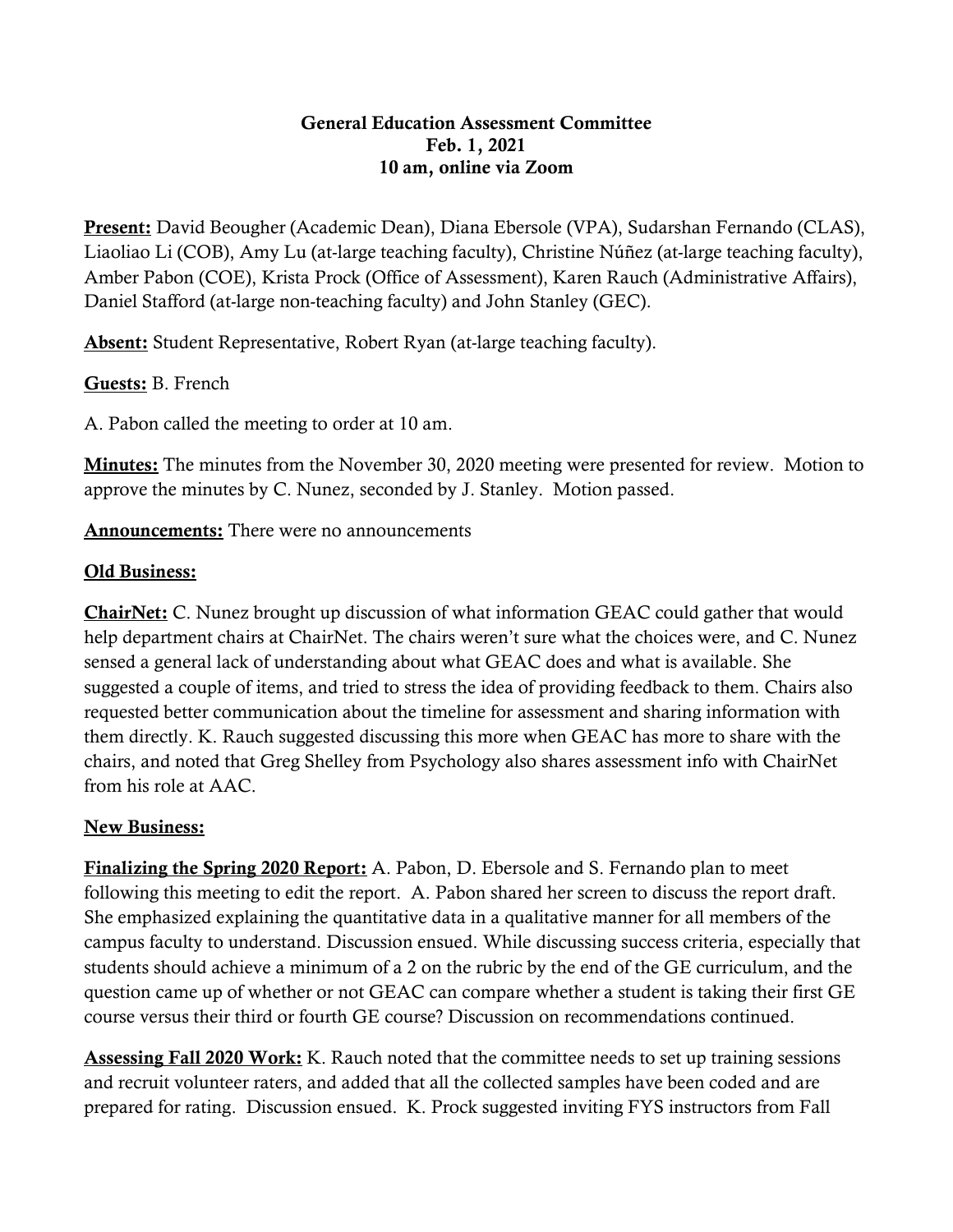**General Education Assessment Committee**
**Feb. 1, 2021**
**10 am, online via Zoom**

**Present:** David Beougher (Academic Dean), Diana Ebersole (VPA), Sudarshan Fernando (CLAS), Liaoliao Li (COB), Amy Lu (at-large teaching faculty), Christine Núñez (at-large teaching faculty), Amber Pabon (COE), Krista Prock (Office of Assessment), Karen Rauch (Administrative Affairs), Daniel Stafford (at-large non-teaching faculty) and John Stanley (GEC).

**Absent:** Student Representative, Robert Ryan (at-large teaching faculty).

**Guests:** B. French

A. Pabon called the meeting to order at 10 am.

**Minutes:** The minutes from the November 30, 2020 meeting were presented for review. Motion to approve the minutes by C. Nunez, seconded by J. Stanley. Motion passed.

**Announcements:** There were no announcements

**Old Business:**

**ChairNet:** C. Nunez brought up discussion of what information GEAC could gather that would help department chairs at ChairNet. The chairs weren't sure what the choices were, and C. Nunez sensed a general lack of understanding about what GEAC does and what is available. She suggested a couple of items, and tried to stress the idea of providing feedback to them. Chairs also requested better communication about the timeline for assessment and sharing information with them directly. K. Rauch suggested discussing this more when GEAC has more to share with the chairs, and noted that Greg Shelley from Psychology also shares assessment info with ChairNet from his role at AAC.

**New Business:**

**Finalizing the Spring 2020 Report:** A. Pabon, D. Ebersole and S. Fernando plan to meet following this meeting to edit the report. A. Pabon shared her screen to discuss the report draft. She emphasized explaining the quantitative data in a qualitative manner for all members of the campus faculty to understand. Discussion ensued. While discussing success criteria, especially that students should achieve a minimum of a 2 on the rubric by the end of the GE curriculum, and the question came up of whether or not GEAC can compare whether a student is taking their first GE course versus their third or fourth GE course? Discussion on recommendations continued.

**Assessing Fall 2020 Work:** K. Rauch noted that the committee needs to set up training sessions and recruit volunteer raters, and added that all the collected samples have been coded and are prepared for rating. Discussion ensued. K. Prock suggested inviting FYS instructors from Fall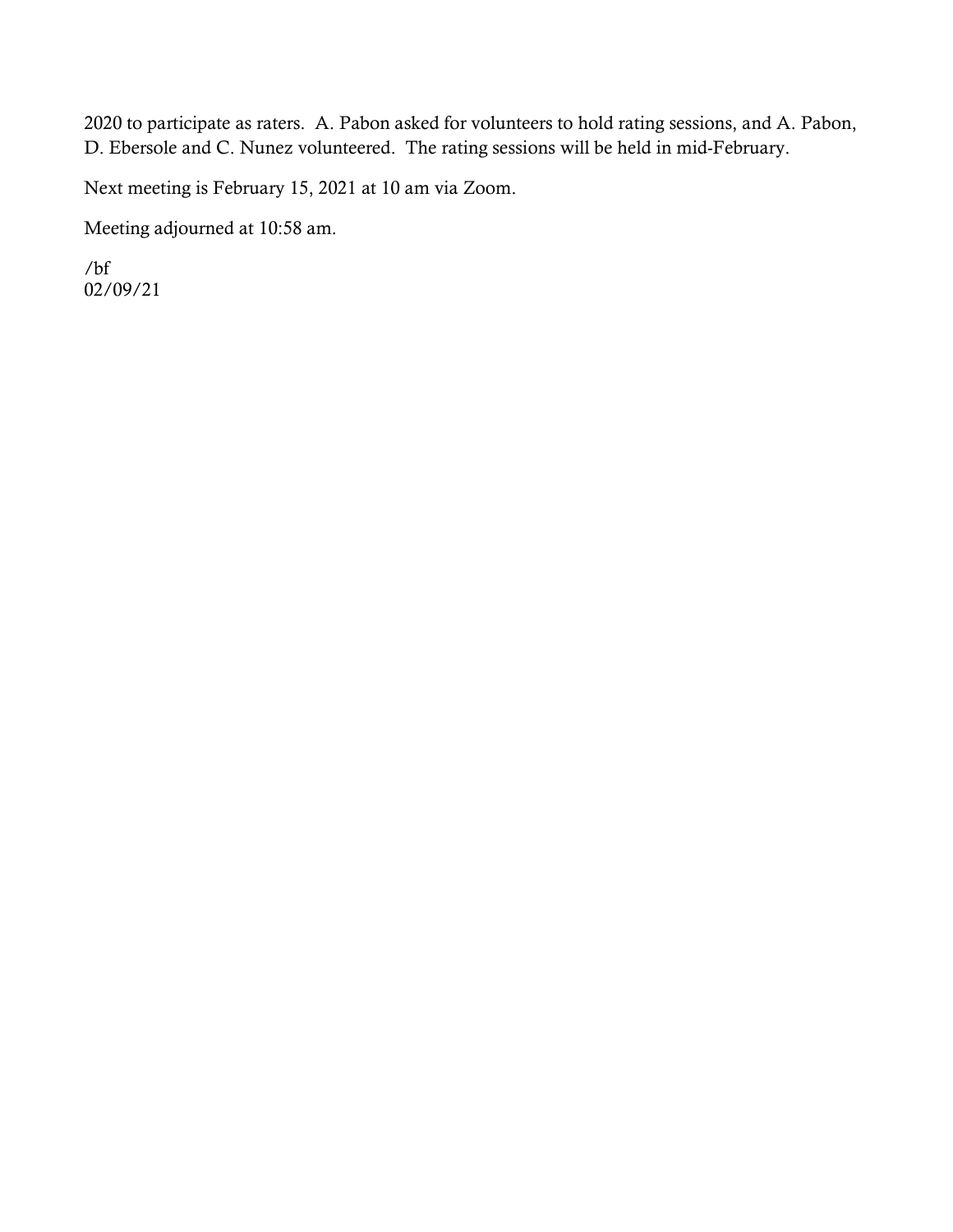2020 to participate as raters. A. Pabon asked for volunteers to hold rating sessions, and A. Pabon, D. Ebersole and C. Nunez volunteered. The rating sessions will be held in mid-February.

Next meeting is February 15, 2021 at 10 am via Zoom.

Meeting adjourned at 10:58 am.

/bf
02/09/21